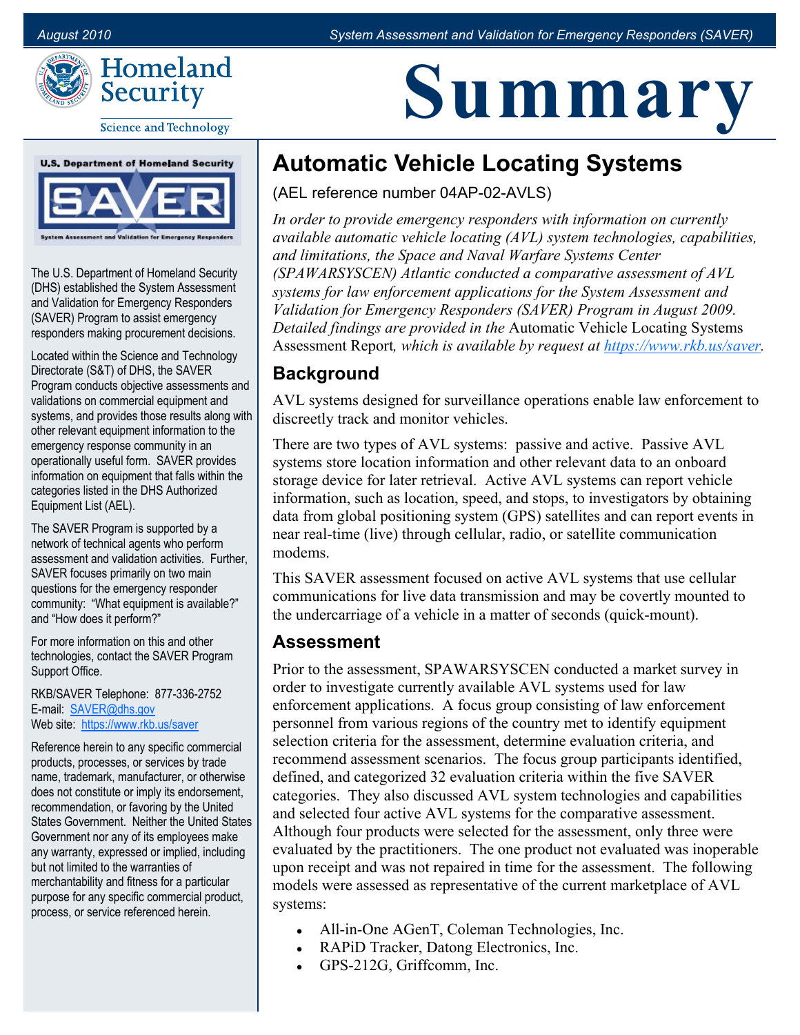# Summary

## Automatic Vehicle Locating Systems

(AEL reference number 04AP-02-AVLS)

*In order to provide emergency responders with information on currently available automatic vehicle locating (AVL) system technologies, capabilities, and limitations, the Space and Naval Warfare Systems Center (SPAWARSYSCEN) Atlantic conducted a comparative assessment of AVL systems for law enforcement applications for the System Assessment and Validation for Emergency Responders (SAVER) Program in August 2009. Detailed findings are provided in the* Automatic Vehicle Locating Systems Assessment Report*, which is available by request at* [https://www.rkb.us/saver](https://www.rkb.us/saver).

### Background

AVL systems designed for surveillance operations enable law enforcement to discreetly track and monitor vehicles.

There are two types of AVL systems: passive and active. Passive AVL systems store location information and other relevant data to an onboard storage device for later retrieval. Active AVL systems can report vehicle information, such as location, speed, and stops, to investigators by obtaining data from global positioning system (GPS) satellites and can report events in near real-time (live) through cellular, radio, or satellite communication modems.

This SAVER assessment focused on active AVL systems that use cellular communications for live data transmission and may be covertly mounted to the undercarriage of a vehicle in a matter of seconds (quick-mount).

### Assessment

Prior to the assessment, SPAWARSYSCEN conducted a market survey in order to investigate currently available AVL systems used for law enforcement applications. A focus group consisting of law enforcement personnel from various regions of the country met to identify equipment selection criteria for the assessment, determine evaluation criteria, and recommend assessment scenarios. The focus group participants identified, defined, and categorized 32 evaluation criteria within the five SAVER categories. They also discussed AVL system technologies and capabilities and selected four active AVL systems for the comparative assessment. Although four products were selected for the assessment, only three were evaluated by the practitioners. The one product not evaluated was inoperable upon receipt and was not repaired in time for the assessment. The following models were assessed as representative of the current marketplace of AVL systems:

- All-in-One AGenT, Coleman Technologies, Inc.
- RAPiD Tracker, Datong Electronics, Inc.
- GPS-212G, Griffcomm, Inc.

---

**U.S. Department of Homeland Security — SAVER — System Assessment and Validation for Emergency Responders**

The U.S. Department of Homeland Security (DHS) established the System Assessment and Validation for Emergency Responders (SAVER) Program to assist emergency responders making procurement decisions.

Located within the Science and Technology Directorate (S&T) of DHS, the SAVER Program conducts objective assessments and validations on commercial equipment and systems, and provides those results along with other relevant equipment information to the emergency response community in an operationally useful form. SAVER provides information on equipment that falls within the categories listed in the DHS Authorized Equipment List (AEL).

The SAVER Program is supported by a network of technical agents who perform assessment and validation activities. Further, SAVER focuses primarily on two main questions for the emergency responder community: "What equipment is available?" and "How does it perform?"

For more information on this and other technologies, contact the SAVER Program Support Office.

RKB/SAVER Telephone: 877-336-2752
E-mail: [SAVER@dhs.gov](mailto:SAVER@dhs.gov)
Web site: [https://www.rkb.us/saver](https://www.rkb.us/saver)

Reference herein to any specific commercial products, processes, or services by trade name, trademark, manufacturer, or otherwise does not constitute or imply its endorsement, recommendation, or favoring by the United States Government. Neither the United States Government nor any of its employees make any warranty, expressed or implied, including but not limited to the warranties of merchantability and fitness for a particular purpose for any specific commercial product, process, or service referenced herein.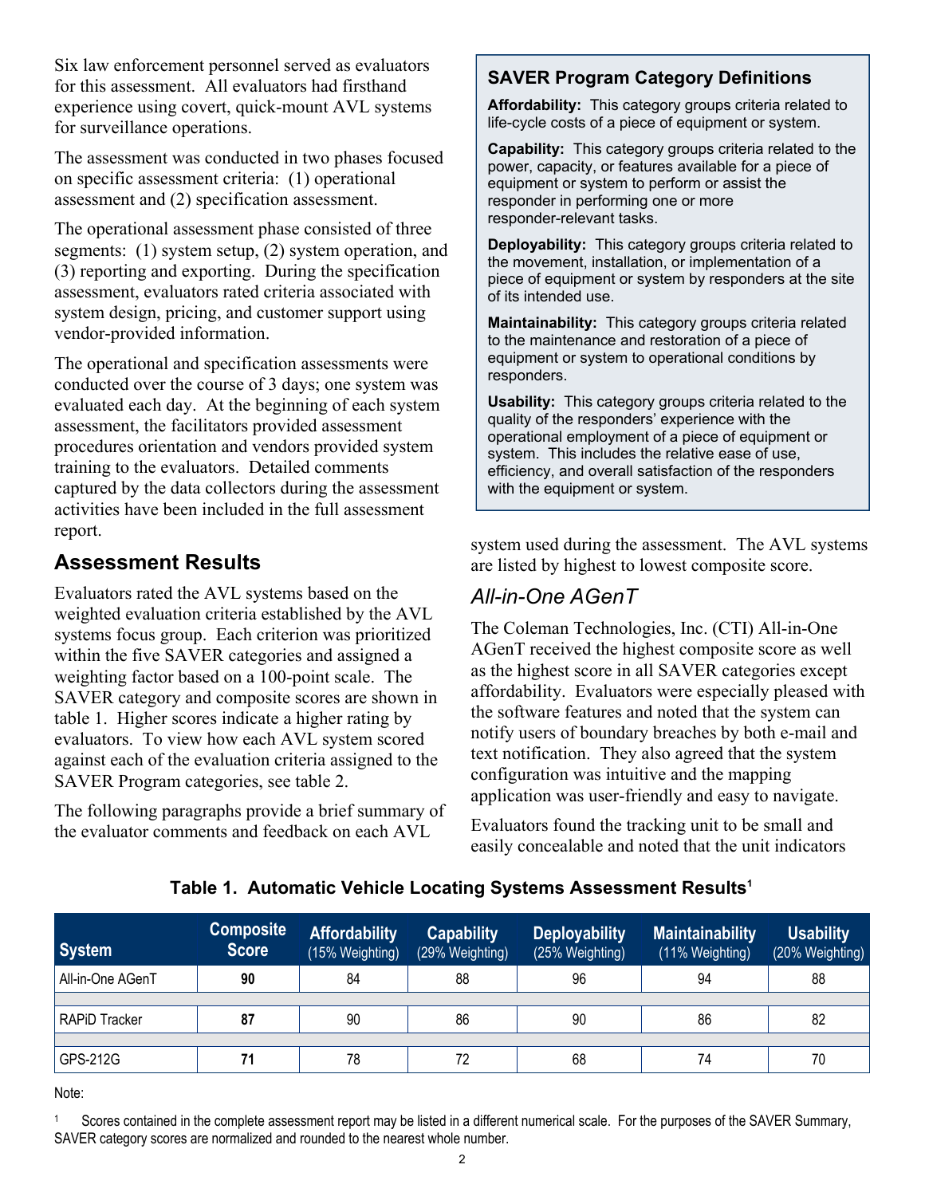Six law enforcement personnel served as evaluators for this assessment. All evaluators had firsthand experience using covert, quick-mount AVL systems for surveillance operations.

The assessment was conducted in two phases focused on specific assessment criteria: (1) operational assessment and (2) specification assessment.

The operational assessment phase consisted of three segments: (1) system setup, (2) system operation, and (3) reporting and exporting. During the specification assessment, evaluators rated criteria associated with system design, pricing, and customer support using vendor-provided information.

The operational and specification assessments were conducted over the course of 3 days; one system was evaluated each day. At the beginning of each system assessment, the facilitators provided assessment procedures orientation and vendors provided system training to the evaluators. Detailed comments captured by the data collectors during the assessment activities have been included in the full assessment report.

> **SAVER Program Category Definitions**
>
> **Affordability:** This category groups criteria related to life-cycle costs of a piece of equipment or system.
>
> **Capability:** This category groups criteria related to the power, capacity, or features available for a piece of equipment or system to perform or assist the responder in performing one or more responder-relevant tasks.
>
> **Deployability:** This category groups criteria related to the movement, installation, or implementation of a piece of equipment or system by responders at the site of its intended use.
>
> **Maintainability:** This category groups criteria related to the maintenance and restoration of a piece of equipment or system to operational conditions by responders.
>
> **Usability:** This category groups criteria related to the quality of the responders' experience with the operational employment of a piece of equipment or system. This includes the relative ease of use, efficiency, and overall satisfaction of the responders with the equipment or system.

## Assessment Results

Evaluators rated the AVL systems based on the weighted evaluation criteria established by the AVL systems focus group. Each criterion was prioritized within the five SAVER categories and assigned a weighting factor based on a 100-point scale. The SAVER category and composite scores are shown in table 1. Higher scores indicate a higher rating by evaluators. To view how each AVL system scored against each of the evaluation criteria assigned to the SAVER Program categories, see table 2.

The following paragraphs provide a brief summary of the evaluator comments and feedback on each AVL system used during the assessment. The AVL systems are listed by highest to lowest composite score.

### *All-in-One AGenT*

The Coleman Technologies, Inc. (CTI) All-in-One AGenT received the highest composite score as well as the highest score in all SAVER categories except affordability. Evaluators were especially pleased with the software features and noted that the system can notify users of boundary breaches by both e-mail and text notification. They also agreed that the system configuration was intuitive and the mapping application was user-friendly and easy to navigate.

Evaluators found the tracking unit to be small and easily concealable and noted that the unit indicators

**Table 1. Automatic Vehicle Locating Systems Assessment Results[1]**

| System | Composite Score | Affordability (15% Weighting) | Capability (29% Weighting) | Deployability (25% Weighting) | Maintainability (11% Weighting) | Usability (20% Weighting) |
|---|---|---|---|---|---|---|
| All-in-One AGenT | **90** | 84 | 88 | 96 | 94 | 88 |
| RAPiD Tracker | **87** | 90 | 86 | 90 | 86 | 82 |
| GPS-212G | **71** | 78 | 72 | 68 | 74 | 70 |

Note:

[1] Scores contained in the complete assessment report may be listed in a different numerical scale. For the purposes of the SAVER Summary, SAVER category scores are normalized and rounded to the nearest whole number.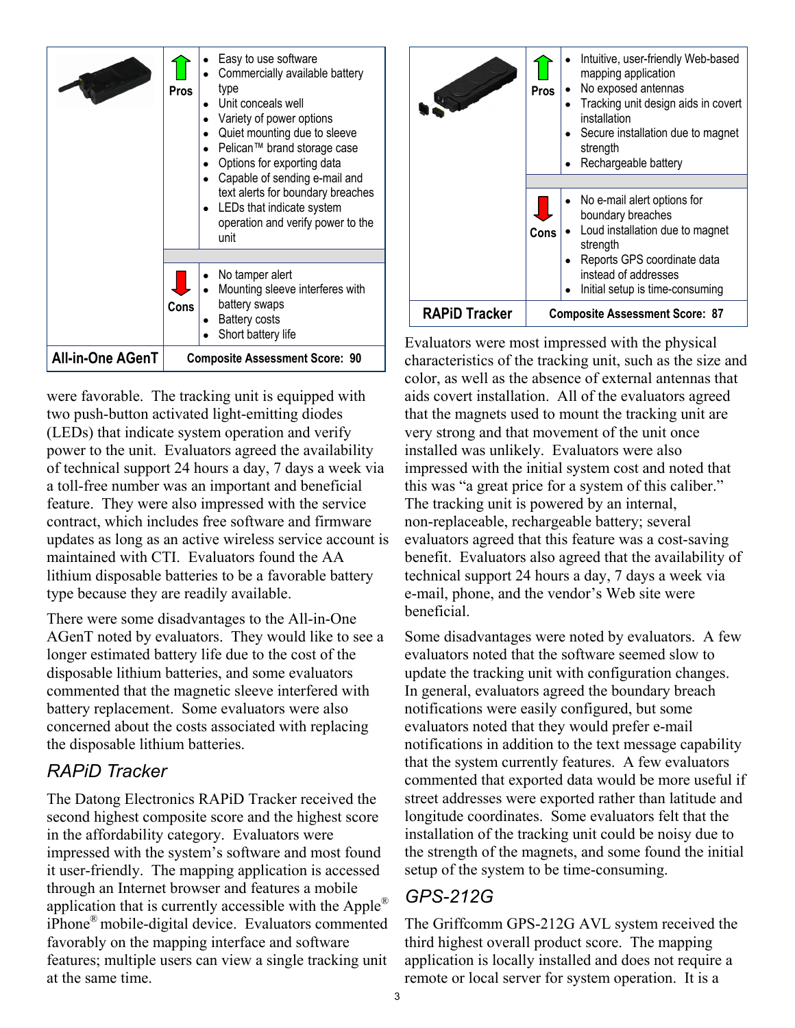| All-in-One AGenT | |
|---|---|
| **Pros** | • Easy to use software<br>• Commercially available battery type<br>• Unit conceals well<br>• Variety of power options<br>• Quiet mounting due to sleeve<br>• Pelican™ brand storage case<br>• Options for exporting data<br>• Capable of sending e-mail and text alerts for boundary breaches<br>• LEDs that indicate system operation and verify power to the unit |
| **Cons** | • No tamper alert<br>• Mounting sleeve interferes with battery swaps<br>• Battery costs<br>• Short battery life |
| **All-in-One AGenT** | **Composite Assessment Score: 90** |

were favorable. The tracking unit is equipped with two push-button activated light-emitting diodes (LEDs) that indicate system operation and verify power to the unit. Evaluators agreed the availability of technical support 24 hours a day, 7 days a week via a toll-free number was an important and beneficial feature. They were also impressed with the service contract, which includes free software and firmware updates as long as an active wireless service account is maintained with CTI. Evaluators found the AA lithium disposable batteries to be a favorable battery type because they are readily available.

There were some disadvantages to the All-in-One AGenT noted by evaluators. They would like to see a longer estimated battery life due to the cost of the disposable lithium batteries, and some evaluators commented that the magnetic sleeve interfered with battery replacement. Some evaluators were also concerned about the costs associated with replacing the disposable lithium batteries.

## *RAPiD Tracker*

The Datong Electronics RAPiD Tracker received the second highest composite score and the highest score in the affordability category. Evaluators were impressed with the system's software and most found it user-friendly. The mapping application is accessed through an Internet browser and features a mobile application that is currently accessible with the Apple® iPhone® mobile-digital device. Evaluators commented favorably on the mapping interface and software features; multiple users can view a single tracking unit at the same time.

| RAPiD Tracker | |
|---|---|
| **Pros** | • Intuitive, user-friendly Web-based mapping application<br>• No exposed antennas<br>• Tracking unit design aids in covert installation<br>• Secure installation due to magnet strength<br>• Rechargeable battery |
| **Cons** | • No e-mail alert options for boundary breaches<br>• Loud installation due to magnet strength<br>• Reports GPS coordinate data instead of addresses<br>• Initial setup is time-consuming |
| **RAPiD Tracker** | **Composite Assessment Score: 87** |

Evaluators were most impressed with the physical characteristics of the tracking unit, such as the size and color, as well as the absence of external antennas that aids covert installation. All of the evaluators agreed that the magnets used to mount the tracking unit are very strong and that movement of the unit once installed was unlikely. Evaluators were also impressed with the initial system cost and noted that this was "a great price for a system of this caliber." The tracking unit is powered by an internal, non-replaceable, rechargeable battery; several evaluators agreed that this feature was a cost-saving benefit. Evaluators also agreed that the availability of technical support 24 hours a day, 7 days a week via e-mail, phone, and the vendor's Web site were beneficial.

Some disadvantages were noted by evaluators. A few evaluators noted that the software seemed slow to update the tracking unit with configuration changes. In general, evaluators agreed the boundary breach notifications were easily configured, but some evaluators noted that they would prefer e-mail notifications in addition to the text message capability that the system currently features. A few evaluators commented that exported data would be more useful if street addresses were exported rather than latitude and longitude coordinates. Some evaluators felt that the installation of the tracking unit could be noisy due to the strength of the magnets, and some found the initial setup of the system to be time-consuming.

## *GPS-212G*

The Griffcomm GPS-212G AVL system received the third highest overall product score. The mapping application is locally installed and does not require a remote or local server for system operation. It is a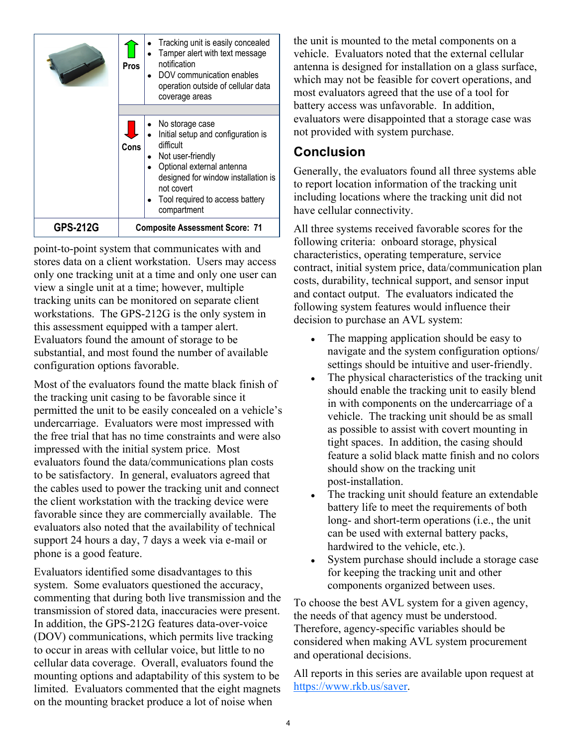| | | |
|---|---|---|
| | Pros | • Tracking unit is easily concealed<br>• Tamper alert with text message notification<br>• DOV communication enables operation outside of cellular data coverage areas |
| | Cons | • No storage case<br>• Initial setup and configuration is difficult<br>• Not user-friendly<br>• Optional external antenna designed for window installation is not covert<br>• Tool required to access battery compartment |
| **GPS-212G** | **Composite Assessment Score: 71** | |

point-to-point system that communicates with and stores data on a client workstation. Users may access only one tracking unit at a time and only one user can view a single unit at a time; however, multiple tracking units can be monitored on separate client workstations. The GPS-212G is the only system in this assessment equipped with a tamper alert. Evaluators found the amount of storage to be substantial, and most found the number of available configuration options favorable.

Most of the evaluators found the matte black finish of the tracking unit casing to be favorable since it permitted the unit to be easily concealed on a vehicle's undercarriage. Evaluators were most impressed with the free trial that has no time constraints and were also impressed with the initial system price. Most evaluators found the data/communications plan costs to be satisfactory. In general, evaluators agreed that the cables used to power the tracking unit and connect the client workstation with the tracking device were favorable since they are commercially available. The evaluators also noted that the availability of technical support 24 hours a day, 7 days a week via e-mail or phone is a good feature.

Evaluators identified some disadvantages to this system. Some evaluators questioned the accuracy, commenting that during both live transmission and the transmission of stored data, inaccuracies were present. In addition, the GPS-212G features data-over-voice (DOV) communications, which permits live tracking to occur in areas with cellular voice, but little to no cellular data coverage. Overall, evaluators found the mounting options and adaptability of this system to be limited. Evaluators commented that the eight magnets on the mounting bracket produce a lot of noise when the unit is mounted to the metal components on a vehicle. Evaluators noted that the external cellular antenna is designed for installation on a glass surface, which may not be feasible for covert operations, and most evaluators agreed that the use of a tool for battery access was unfavorable. In addition, evaluators were disappointed that a storage case was not provided with system purchase.

## Conclusion

Generally, the evaluators found all three systems able to report location information of the tracking unit including locations where the tracking unit did not have cellular connectivity.

All three systems received favorable scores for the following criteria: onboard storage, physical characteristics, operating temperature, service contract, initial system price, data/communication plan costs, durability, technical support, and sensor input and contact output. The evaluators indicated the following system features would influence their decision to purchase an AVL system:

- The mapping application should be easy to navigate and the system configuration options/ settings should be intuitive and user-friendly.
- The physical characteristics of the tracking unit should enable the tracking unit to easily blend in with components on the undercarriage of a vehicle. The tracking unit should be as small as possible to assist with covert mounting in tight spaces. In addition, the casing should feature a solid black matte finish and no colors should show on the tracking unit post-installation.
- The tracking unit should feature an extendable battery life to meet the requirements of both long- and short-term operations (i.e., the unit can be used with external battery packs, hardwired to the vehicle, etc.).
- System purchase should include a storage case for keeping the tracking unit and other components organized between uses.

To choose the best AVL system for a given agency, the needs of that agency must be understood. Therefore, agency-specific variables should be considered when making AVL system procurement and operational decisions.

All reports in this series are available upon request at [https://www.rkb.us/saver](https://www.rkb.us/saver).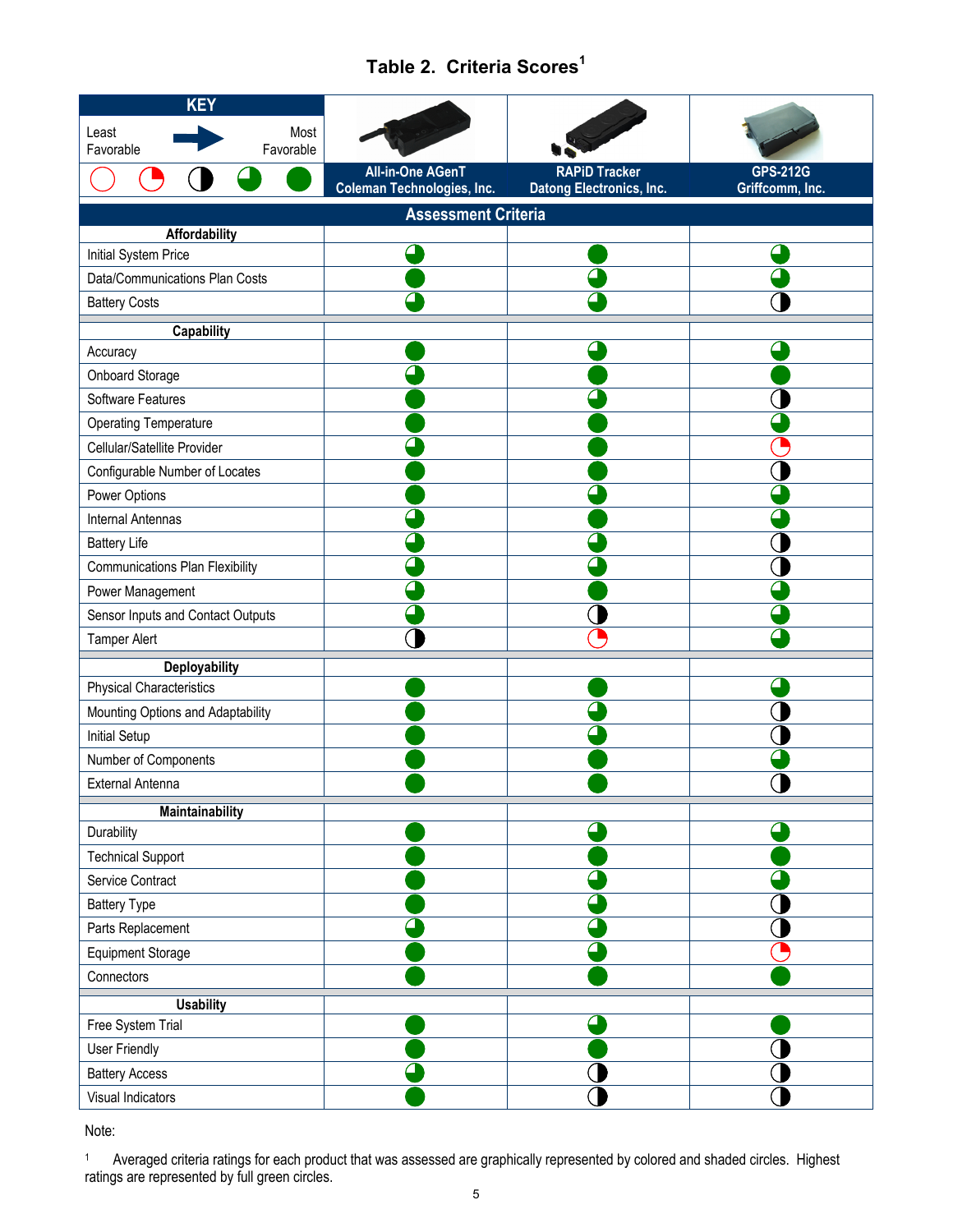# Table 2. Criteria Scores[1]

| KEY: Least Favorable → Most Favorable<br>○ ◔ ◑ ◕ ● | All-in-One AGenT<br>Coleman Technologies, Inc. | RAPiD Tracker<br>Datong Electronics, Inc. | GPS-212G<br>Griffcomm, Inc. |
|---|---|---|---|
| **Assessment Criteria** | | | |
| **Affordability** | | | |
| Initial System Price | ◕ | ● | ◕ |
| Data/Communications Plan Costs | ● | ◕ | ◕ |
| Battery Costs | ◕ | ◕ | ◑ |
| **Capability** | | | |
| Accuracy | ● | ◕ | ◕ |
| Onboard Storage | ◕ | ● | ● |
| Software Features | ● | ◕ | ◑ |
| Operating Temperature | ● | ● | ◕ |
| Cellular/Satellite Provider | ◕ | ● | ◔ |
| Configurable Number of Locates | ● | ● | ◑ |
| Power Options | ● | ◕ | ◕ |
| Internal Antennas | ◕ | ● | ◕ |
| Battery Life | ◕ | ◕ | ◑ |
| Communications Plan Flexibility | ◕ | ◕ | ◑ |
| Power Management | ◕ | ● | ◕ |
| Sensor Inputs and Contact Outputs | ◕ | ◑ | ◕ |
| Tamper Alert | ◑ | ◔ | ◕ |
| **Deployability** | | | |
| Physical Characteristics | ● | ● | ◕ |
| Mounting Options and Adaptability | ● | ◕ | ◑ |
| Initial Setup | ● | ◕ | ◑ |
| Number of Components | ● | ● | ◕ |
| External Antenna | ● | ● | ◑ |
| **Maintainability** | | | |
| Durability | ● | ◕ | ◕ |
| Technical Support | ● | ● | ● |
| Service Contract | ● | ◕ | ◕ |
| Battery Type | ● | ◕ | ◑ |
| Parts Replacement | ◕ | ◕ | ◑ |
| Equipment Storage | ● | ◕ | ◔ |
| Connectors | ● | ● | ● |
| **Usability** | | | |
| Free System Trial | ● | ◕ | ● |
| User Friendly | ● | ● | ◑ |
| Battery Access | ◕ | ◑ | ◑ |
| Visual Indicators | ● | ◑ | ◑ |

Note:

[1] Averaged criteria ratings for each product that was assessed are graphically represented by colored and shaded circles. Highest ratings are represented by full green circles.